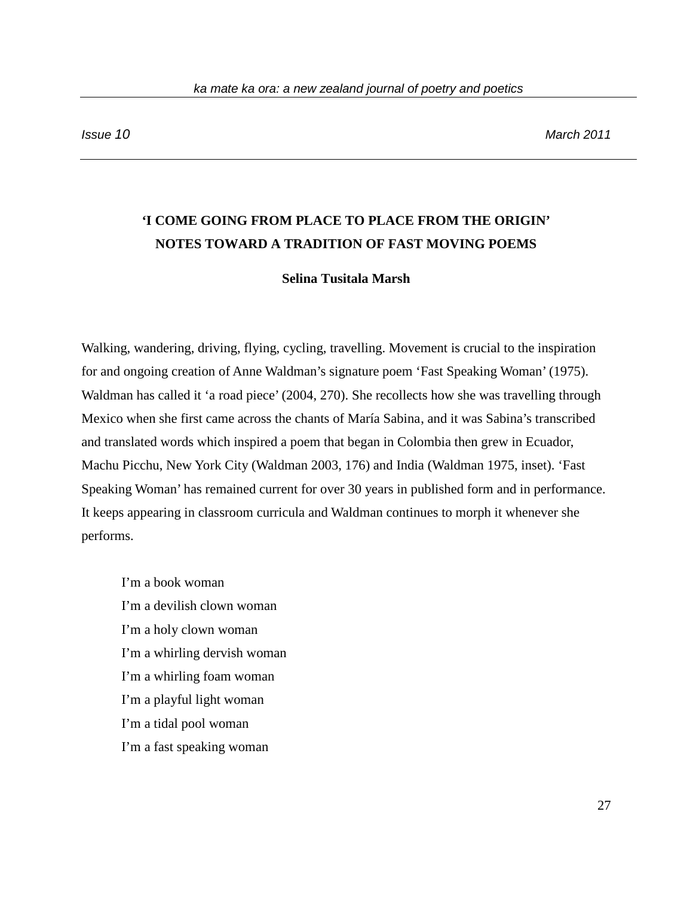# 'I COME GOING FROM PLACE TO PLACE FROM THE ORIGIN' NOTES TOWARD A TRADITION OF FAST MOVING POEMS

**Selina Tusitala Marsh**

Walking, wandering, driving, flying, cycling, travelling. Movement is crucial to the inspiration for and ongoing creation of Anne Waldman's signature poem 'Fast Speaking Woman' (1975). Waldman has called it 'a road piece' (2004, 270). She recollects how she was travelling through Mexico when she first came across the chants of María Sabina, and it was Sabina's transcribed and translated words which inspired a poem that began in Colombia then grew in Ecuador, Machu Picchu, New York City (Waldman 2003, 176) and India (Waldman 1975, inset). 'Fast Speaking Woman' has remained current for over 30 years in published form and in performance. It keeps appearing in classroom curricula and Waldman continues to morph it whenever she performs.

> I'm a book woman
> I'm a devilish clown woman
> I'm a holy clown woman
> I'm a whirling dervish woman
> I'm a whirling foam woman
> I'm a playful light woman
> I'm a tidal pool woman
> I'm a fast speaking woman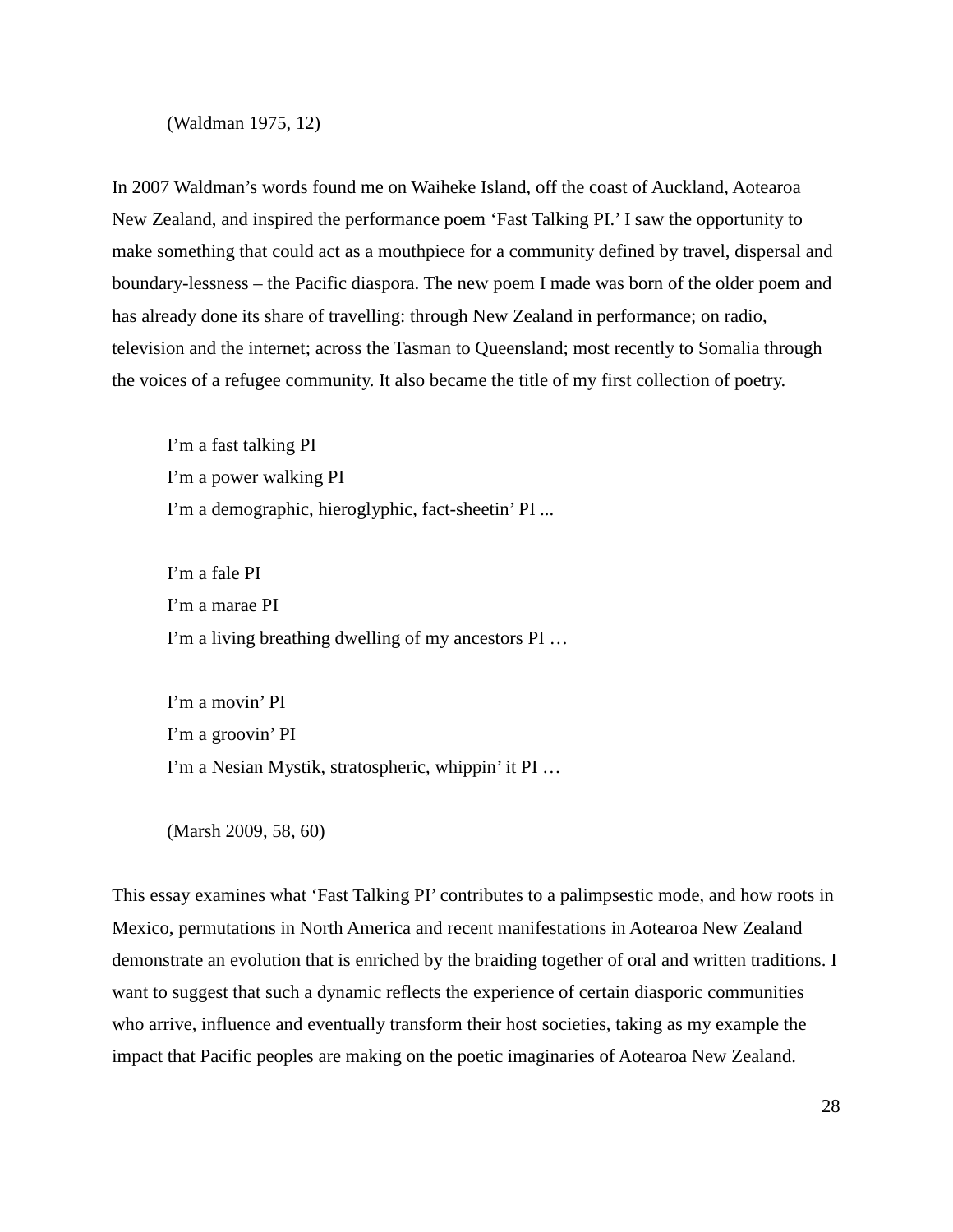(Waldman 1975, 12)

In 2007 Waldman's words found me on Waiheke Island, off the coast of Auckland, Aotearoa New Zealand, and inspired the performance poem 'Fast Talking PI.' I saw the opportunity to make something that could act as a mouthpiece for a community defined by travel, dispersal and boundary-lessness – the Pacific diaspora. The new poem I made was born of the older poem and has already done its share of travelling: through New Zealand in performance; on radio, television and the internet; across the Tasman to Queensland; most recently to Somalia through the voices of a refugee community. It also became the title of my first collection of poetry.

> I'm a fast talking PI
> I'm a power walking PI
> I'm a demographic, hieroglyphic, fact-sheetin' PI ...
>
> I'm a fale PI
> I'm a marae PI
> I'm a living breathing dwelling of my ancestors PI …
>
> I'm a movin' PI
> I'm a groovin' PI
> I'm a Nesian Mystik, stratospheric, whippin' it PI …
>
> (Marsh 2009, 58, 60)

This essay examines what 'Fast Talking PI' contributes to a palimpsestic mode, and how roots in Mexico, permutations in North America and recent manifestations in Aotearoa New Zealand demonstrate an evolution that is enriched by the braiding together of oral and written traditions. I want to suggest that such a dynamic reflects the experience of certain diasporic communities who arrive, influence and eventually transform their host societies, taking as my example the impact that Pacific peoples are making on the poetic imaginaries of Aotearoa New Zealand.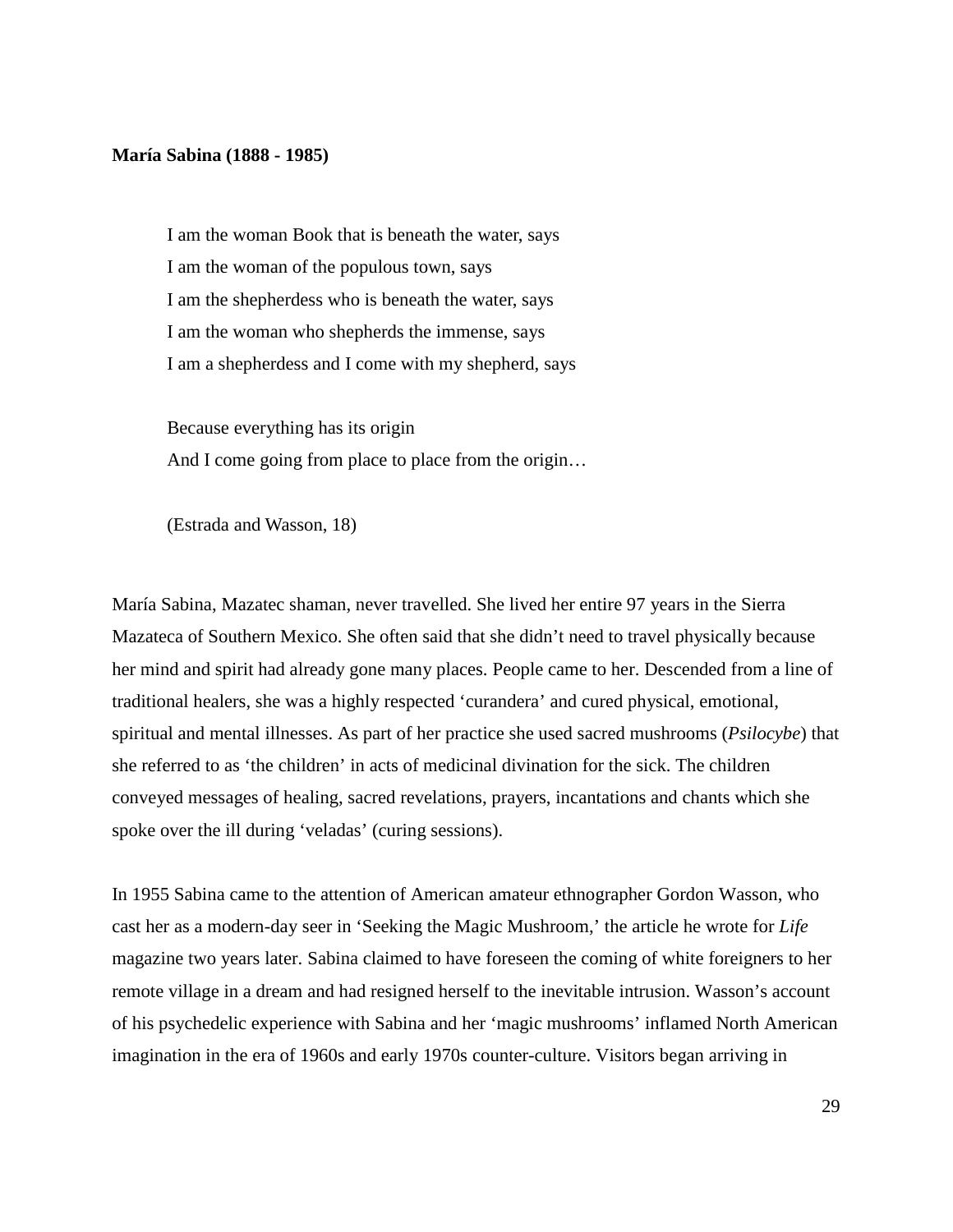**María Sabina (1888 - 1985)**

> I am the woman Book that is beneath the water, says
> I am the woman of the populous town, says
> I am the shepherdess who is beneath the water, says
> I am the woman who shepherds the immense, says
> I am a shepherdess and I come with my shepherd, says
>
> Because everything has its origin
> And I come going from place to place from the origin…
>
> (Estrada and Wasson, 18)

María Sabina, Mazatec shaman, never travelled. She lived her entire 97 years in the Sierra Mazateca of Southern Mexico. She often said that she didn't need to travel physically because her mind and spirit had already gone many places. People came to her. Descended from a line of traditional healers, she was a highly respected 'curandera' and cured physical, emotional, spiritual and mental illnesses. As part of her practice she used sacred mushrooms (*Psilocybe*) that she referred to as 'the children' in acts of medicinal divination for the sick. The children conveyed messages of healing, sacred revelations, prayers, incantations and chants which she spoke over the ill during 'veladas' (curing sessions).

In 1955 Sabina came to the attention of American amateur ethnographer Gordon Wasson, who cast her as a modern-day seer in 'Seeking the Magic Mushroom,' the article he wrote for *Life* magazine two years later. Sabina claimed to have foreseen the coming of white foreigners to her remote village in a dream and had resigned herself to the inevitable intrusion. Wasson's account of his psychedelic experience with Sabina and her 'magic mushrooms' inflamed North American imagination in the era of 1960s and early 1970s counter-culture. Visitors began arriving in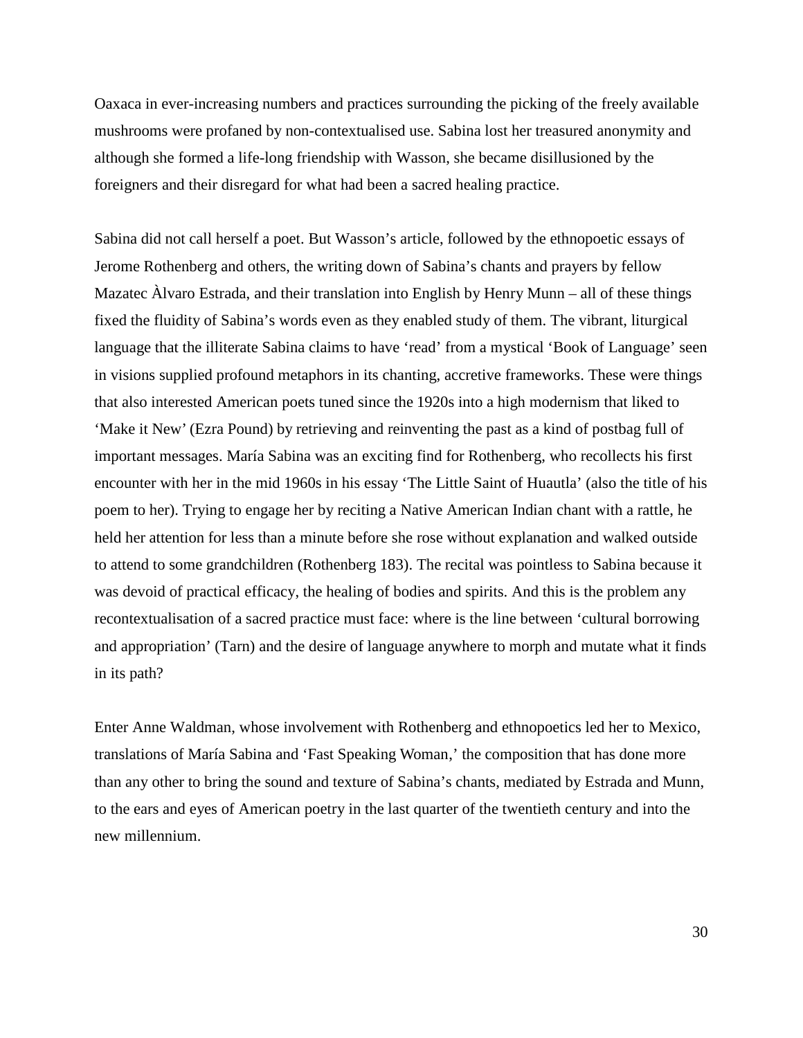Oaxaca in ever-increasing numbers and practices surrounding the picking of the freely available mushrooms were profaned by non-contextualised use. Sabina lost her treasured anonymity and although she formed a life-long friendship with Wasson, she became disillusioned by the foreigners and their disregard for what had been a sacred healing practice.

Sabina did not call herself a poet. But Wasson's article, followed by the ethnopoetic essays of Jerome Rothenberg and others, the writing down of Sabina's chants and prayers by fellow Mazatec Àlvaro Estrada, and their translation into English by Henry Munn – all of these things fixed the fluidity of Sabina's words even as they enabled study of them. The vibrant, liturgical language that the illiterate Sabina claims to have 'read' from a mystical 'Book of Language' seen in visions supplied profound metaphors in its chanting, accretive frameworks. These were things that also interested American poets tuned since the 1920s into a high modernism that liked to 'Make it New' (Ezra Pound) by retrieving and reinventing the past as a kind of postbag full of important messages. María Sabina was an exciting find for Rothenberg, who recollects his first encounter with her in the mid 1960s in his essay 'The Little Saint of Huautla' (also the title of his poem to her). Trying to engage her by reciting a Native American Indian chant with a rattle, he held her attention for less than a minute before she rose without explanation and walked outside to attend to some grandchildren (Rothenberg 183). The recital was pointless to Sabina because it was devoid of practical efficacy, the healing of bodies and spirits. And this is the problem any recontextualisation of a sacred practice must face: where is the line between 'cultural borrowing and appropriation' (Tarn) and the desire of language anywhere to morph and mutate what it finds in its path?

Enter Anne Waldman, whose involvement with Rothenberg and ethnopoetics led her to Mexico, translations of María Sabina and 'Fast Speaking Woman,' the composition that has done more than any other to bring the sound and texture of Sabina's chants, mediated by Estrada and Munn, to the ears and eyes of American poetry in the last quarter of the twentieth century and into the new millennium.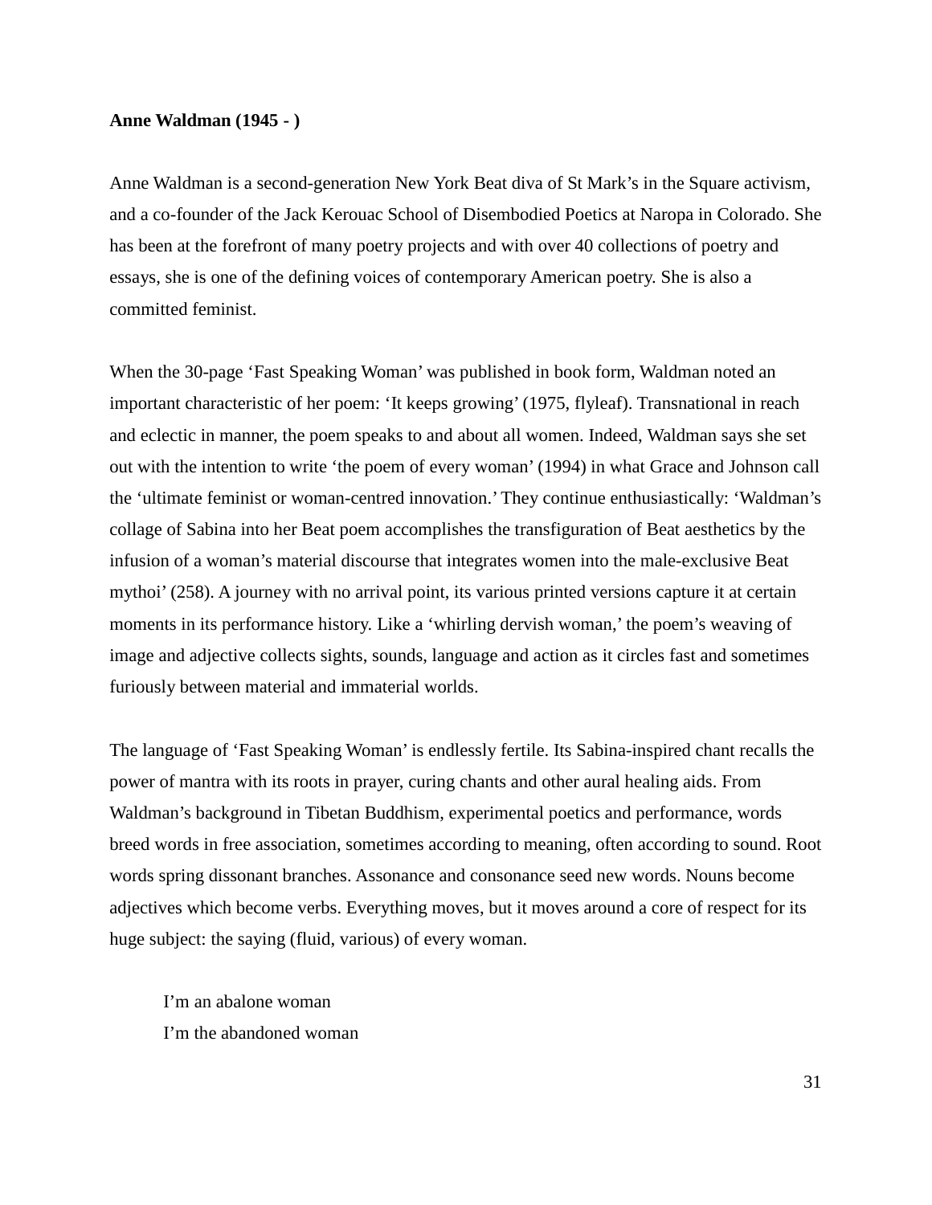**Anne Waldman (1945 - )**

Anne Waldman is a second-generation New York Beat diva of St Mark's in the Square activism, and a co-founder of the Jack Kerouac School of Disembodied Poetics at Naropa in Colorado. She has been at the forefront of many poetry projects and with over 40 collections of poetry and essays, she is one of the defining voices of contemporary American poetry. She is also a committed feminist.

When the 30-page 'Fast Speaking Woman' was published in book form, Waldman noted an important characteristic of her poem: 'It keeps growing' (1975, flyleaf). Transnational in reach and eclectic in manner, the poem speaks to and about all women. Indeed, Waldman says she set out with the intention to write 'the poem of every woman' (1994) in what Grace and Johnson call the 'ultimate feminist or woman-centred innovation.' They continue enthusiastically: 'Waldman's collage of Sabina into her Beat poem accomplishes the transfiguration of Beat aesthetics by the infusion of a woman's material discourse that integrates women into the male-exclusive Beat mythoi' (258). A journey with no arrival point, its various printed versions capture it at certain moments in its performance history. Like a 'whirling dervish woman,' the poem's weaving of image and adjective collects sights, sounds, language and action as it circles fast and sometimes furiously between material and immaterial worlds.

The language of 'Fast Speaking Woman' is endlessly fertile. Its Sabina-inspired chant recalls the power of mantra with its roots in prayer, curing chants and other aural healing aids. From Waldman's background in Tibetan Buddhism, experimental poetics and performance, words breed words in free association, sometimes according to meaning, often according to sound. Root words spring dissonant branches. Assonance and consonance seed new words. Nouns become adjectives which become verbs. Everything moves, but it moves around a core of respect for its huge subject: the saying (fluid, various) of every woman.

> I'm an abalone woman
> I'm the abandoned woman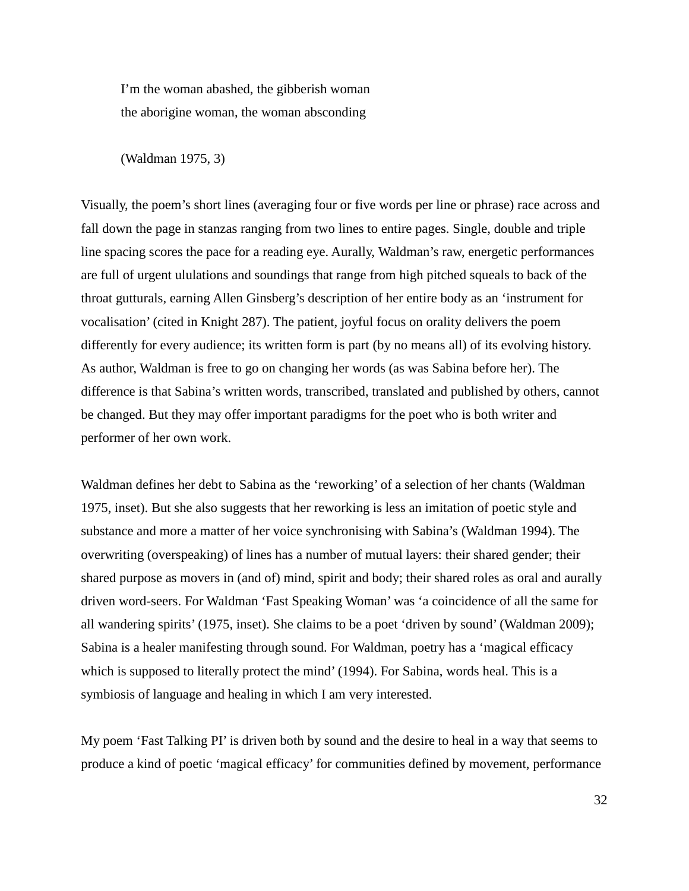> I'm the woman abashed, the gibberish woman
> the aborigine woman, the woman absconding
>
> (Waldman 1975, 3)

Visually, the poem's short lines (averaging four or five words per line or phrase) race across and fall down the page in stanzas ranging from two lines to entire pages. Single, double and triple line spacing scores the pace for a reading eye. Aurally, Waldman's raw, energetic performances are full of urgent ululations and soundings that range from high pitched squeals to back of the throat gutturals, earning Allen Ginsberg's description of her entire body as an 'instrument for vocalisation' (cited in Knight 287). The patient, joyful focus on orality delivers the poem differently for every audience; its written form is part (by no means all) of its evolving history. As author, Waldman is free to go on changing her words (as was Sabina before her). The difference is that Sabina's written words, transcribed, translated and published by others, cannot be changed. But they may offer important paradigms for the poet who is both writer and performer of her own work.

Waldman defines her debt to Sabina as the 'reworking' of a selection of her chants (Waldman 1975, inset). But she also suggests that her reworking is less an imitation of poetic style and substance and more a matter of her voice synchronising with Sabina's (Waldman 1994). The overwriting (overspeaking) of lines has a number of mutual layers: their shared gender; their shared purpose as movers in (and of) mind, spirit and body; their shared roles as oral and aurally driven word-seers. For Waldman 'Fast Speaking Woman' was 'a coincidence of all the same for all wandering spirits' (1975, inset). She claims to be a poet 'driven by sound' (Waldman 2009); Sabina is a healer manifesting through sound. For Waldman, poetry has a 'magical efficacy which is supposed to literally protect the mind' (1994). For Sabina, words heal. This is a symbiosis of language and healing in which I am very interested.

My poem 'Fast Talking PI' is driven both by sound and the desire to heal in a way that seems to produce a kind of poetic 'magical efficacy' for communities defined by movement, performance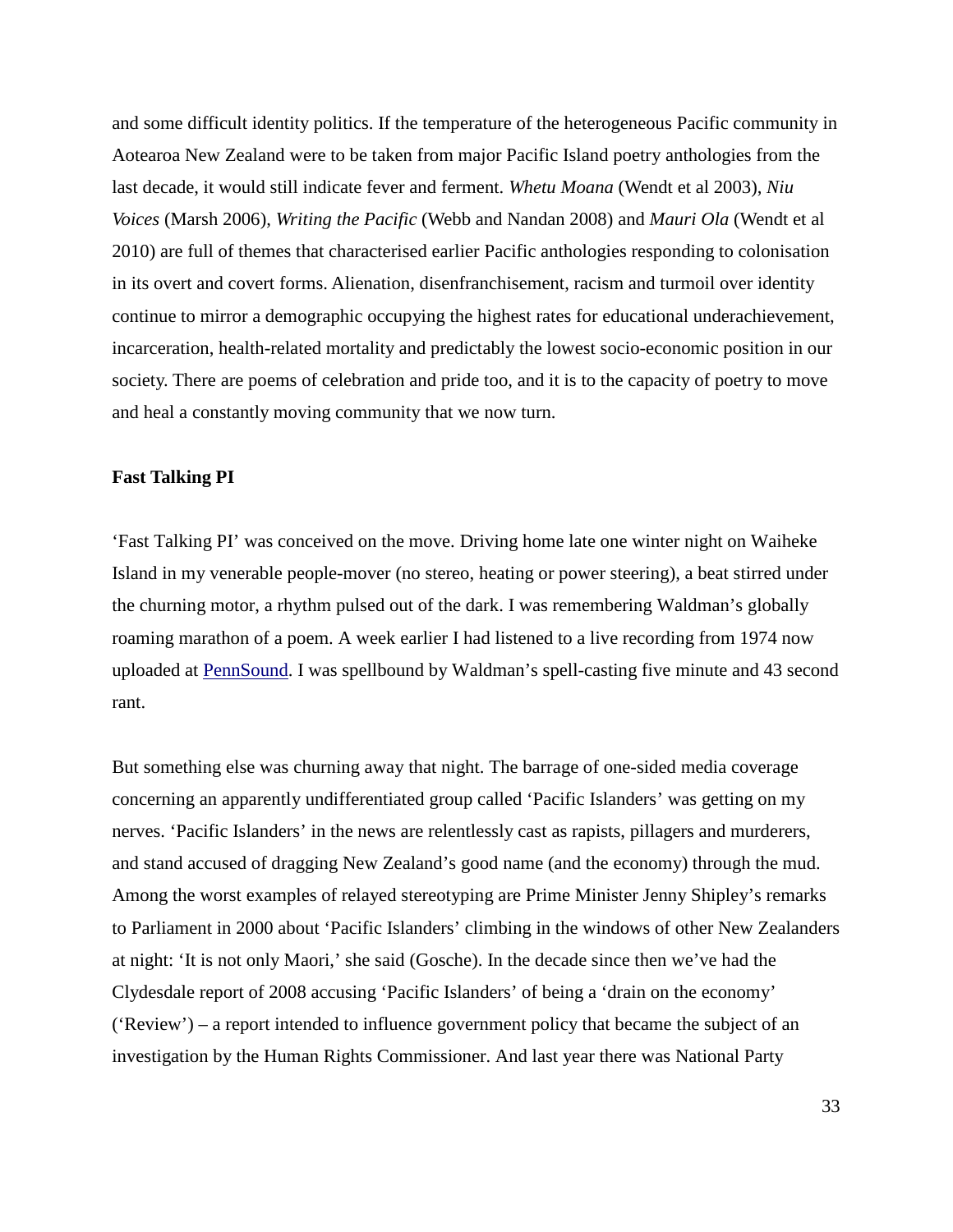and some difficult identity politics. If the temperature of the heterogeneous Pacific community in Aotearoa New Zealand were to be taken from major Pacific Island poetry anthologies from the last decade, it would still indicate fever and ferment. *Whetu Moana* (Wendt et al 2003), *Niu Voices* (Marsh 2006), *Writing the Pacific* (Webb and Nandan 2008) and *Mauri Ola* (Wendt et al 2010) are full of themes that characterised earlier Pacific anthologies responding to colonisation in its overt and covert forms. Alienation, disenfranchisement, racism and turmoil over identity continue to mirror a demographic occupying the highest rates for educational underachievement, incarceration, health-related mortality and predictably the lowest socio-economic position in our society. There are poems of celebration and pride too, and it is to the capacity of poetry to move and heal a constantly moving community that we now turn.

**Fast Talking PI**

'Fast Talking PI' was conceived on the move. Driving home late one winter night on Waiheke Island in my venerable people-mover (no stereo, heating or power steering), a beat stirred under the churning motor, a rhythm pulsed out of the dark. I was remembering Waldman's globally roaming marathon of a poem. A week earlier I had listened to a live recording from 1974 now uploaded at PennSound. I was spellbound by Waldman's spell-casting five minute and 43 second rant.

But something else was churning away that night. The barrage of one-sided media coverage concerning an apparently undifferentiated group called 'Pacific Islanders' was getting on my nerves. 'Pacific Islanders' in the news are relentlessly cast as rapists, pillagers and murderers, and stand accused of dragging New Zealand's good name (and the economy) through the mud. Among the worst examples of relayed stereotyping are Prime Minister Jenny Shipley's remarks to Parliament in 2000 about 'Pacific Islanders' climbing in the windows of other New Zealanders at night: 'It is not only Maori,' she said (Gosche). In the decade since then we've had the Clydesdale report of 2008 accusing 'Pacific Islanders' of being a 'drain on the economy' ('Review') – a report intended to influence government policy that became the subject of an investigation by the Human Rights Commissioner. And last year there was National Party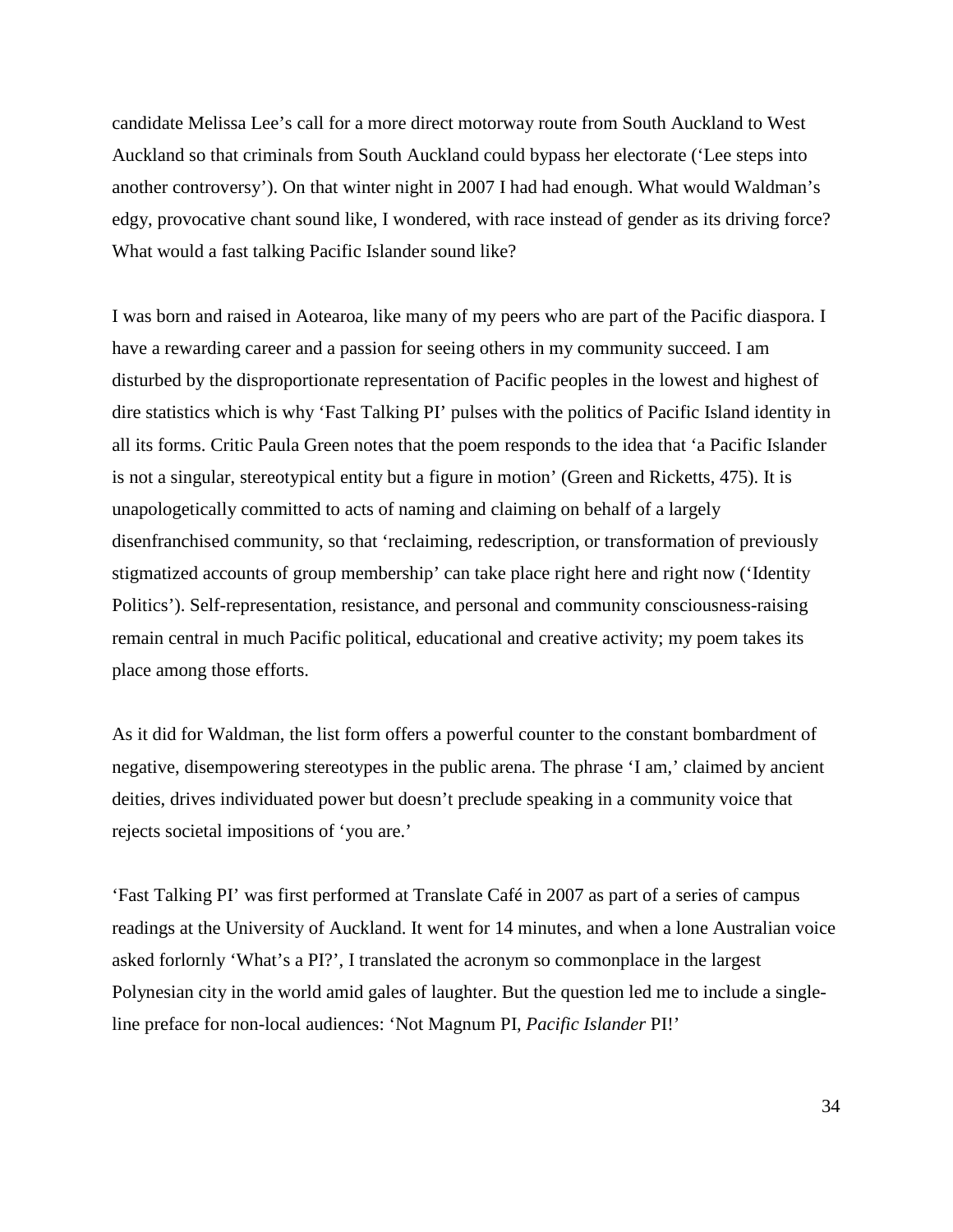candidate Melissa Lee's call for a more direct motorway route from South Auckland to West Auckland so that criminals from South Auckland could bypass her electorate ('Lee steps into another controversy'). On that winter night in 2007 I had had enough. What would Waldman's edgy, provocative chant sound like, I wondered, with race instead of gender as its driving force? What would a fast talking Pacific Islander sound like?

I was born and raised in Aotearoa, like many of my peers who are part of the Pacific diaspora. I have a rewarding career and a passion for seeing others in my community succeed. I am disturbed by the disproportionate representation of Pacific peoples in the lowest and highest of dire statistics which is why 'Fast Talking PI' pulses with the politics of Pacific Island identity in all its forms. Critic Paula Green notes that the poem responds to the idea that 'a Pacific Islander is not a singular, stereotypical entity but a figure in motion' (Green and Ricketts, 475). It is unapologetically committed to acts of naming and claiming on behalf of a largely disenfranchised community, so that 'reclaiming, redescription, or transformation of previously stigmatized accounts of group membership' can take place right here and right now ('Identity Politics'). Self-representation, resistance, and personal and community consciousness-raising remain central in much Pacific political, educational and creative activity; my poem takes its place among those efforts.

As it did for Waldman, the list form offers a powerful counter to the constant bombardment of negative, disempowering stereotypes in the public arena. The phrase 'I am,' claimed by ancient deities, drives individuated power but doesn't preclude speaking in a community voice that rejects societal impositions of 'you are.'

'Fast Talking PI' was first performed at Translate Café in 2007 as part of a series of campus readings at the University of Auckland. It went for 14 minutes, and when a lone Australian voice asked forlornly 'What's a PI?', I translated the acronym so commonplace in the largest Polynesian city in the world amid gales of laughter. But the question led me to include a single-line preface for non-local audiences: 'Not Magnum PI, *Pacific Islander* PI!'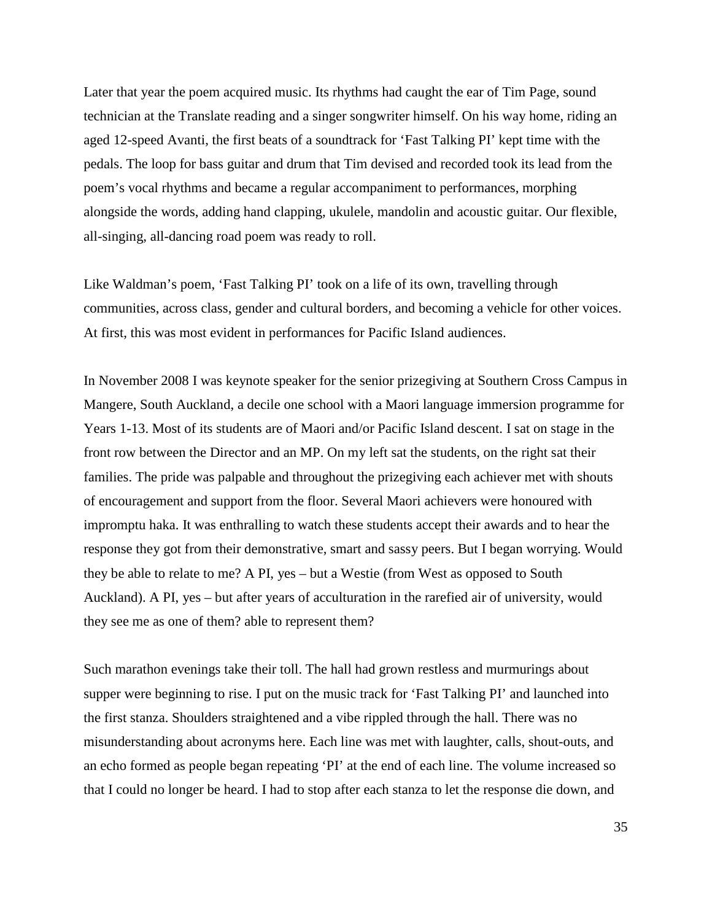Later that year the poem acquired music. Its rhythms had caught the ear of Tim Page, sound technician at the Translate reading and a singer songwriter himself. On his way home, riding an aged 12-speed Avanti, the first beats of a soundtrack for 'Fast Talking PI' kept time with the pedals. The loop for bass guitar and drum that Tim devised and recorded took its lead from the poem's vocal rhythms and became a regular accompaniment to performances, morphing alongside the words, adding hand clapping, ukulele, mandolin and acoustic guitar. Our flexible, all-singing, all-dancing road poem was ready to roll.

Like Waldman's poem, 'Fast Talking PI' took on a life of its own, travelling through communities, across class, gender and cultural borders, and becoming a vehicle for other voices. At first, this was most evident in performances for Pacific Island audiences.

In November 2008 I was keynote speaker for the senior prizegiving at Southern Cross Campus in Mangere, South Auckland, a decile one school with a Maori language immersion programme for Years 1-13. Most of its students are of Maori and/or Pacific Island descent. I sat on stage in the front row between the Director and an MP. On my left sat the students, on the right sat their families. The pride was palpable and throughout the prizegiving each achiever met with shouts of encouragement and support from the floor. Several Maori achievers were honoured with impromptu haka. It was enthralling to watch these students accept their awards and to hear the response they got from their demonstrative, smart and sassy peers. But I began worrying. Would they be able to relate to me? A PI, yes – but a Westie (from West as opposed to South Auckland). A PI, yes – but after years of acculturation in the rarefied air of university, would they see me as one of them? able to represent them?

Such marathon evenings take their toll. The hall had grown restless and murmurings about supper were beginning to rise. I put on the music track for 'Fast Talking PI' and launched into the first stanza. Shoulders straightened and a vibe rippled through the hall. There was no misunderstanding about acronyms here. Each line was met with laughter, calls, shout-outs, and an echo formed as people began repeating 'PI' at the end of each line. The volume increased so that I could no longer be heard. I had to stop after each stanza to let the response die down, and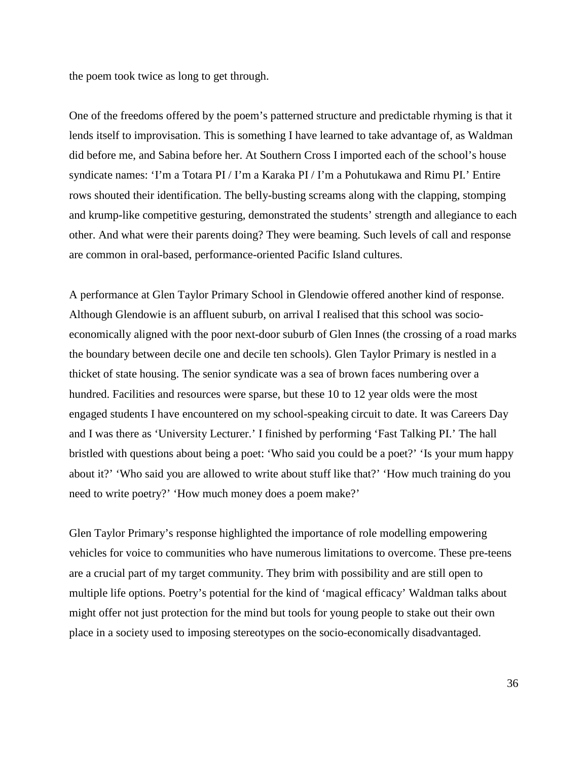the poem took twice as long to get through.

One of the freedoms offered by the poem's patterned structure and predictable rhyming is that it lends itself to improvisation. This is something I have learned to take advantage of, as Waldman did before me, and Sabina before her. At Southern Cross I imported each of the school's house syndicate names: 'I'm a Totara PI / I'm a Karaka PI / I'm a Pohutukawa and Rimu PI.' Entire rows shouted their identification. The belly-busting screams along with the clapping, stomping and krump-like competitive gesturing, demonstrated the students' strength and allegiance to each other. And what were their parents doing? They were beaming. Such levels of call and response are common in oral-based, performance-oriented Pacific Island cultures.

A performance at Glen Taylor Primary School in Glendowie offered another kind of response. Although Glendowie is an affluent suburb, on arrival I realised that this school was socio-economically aligned with the poor next-door suburb of Glen Innes (the crossing of a road marks the boundary between decile one and decile ten schools). Glen Taylor Primary is nestled in a thicket of state housing. The senior syndicate was a sea of brown faces numbering over a hundred. Facilities and resources were sparse, but these 10 to 12 year olds were the most engaged students I have encountered on my school-speaking circuit to date. It was Careers Day and I was there as 'University Lecturer.' I finished by performing 'Fast Talking PI.' The hall bristled with questions about being a poet: 'Who said you could be a poet?' 'Is your mum happy about it?' 'Who said you are allowed to write about stuff like that?' 'How much training do you need to write poetry?' 'How much money does a poem make?'

Glen Taylor Primary's response highlighted the importance of role modelling empowering vehicles for voice to communities who have numerous limitations to overcome. These pre-teens are a crucial part of my target community. They brim with possibility and are still open to multiple life options. Poetry's potential for the kind of 'magical efficacy' Waldman talks about might offer not just protection for the mind but tools for young people to stake out their own place in a society used to imposing stereotypes on the socio-economically disadvantaged.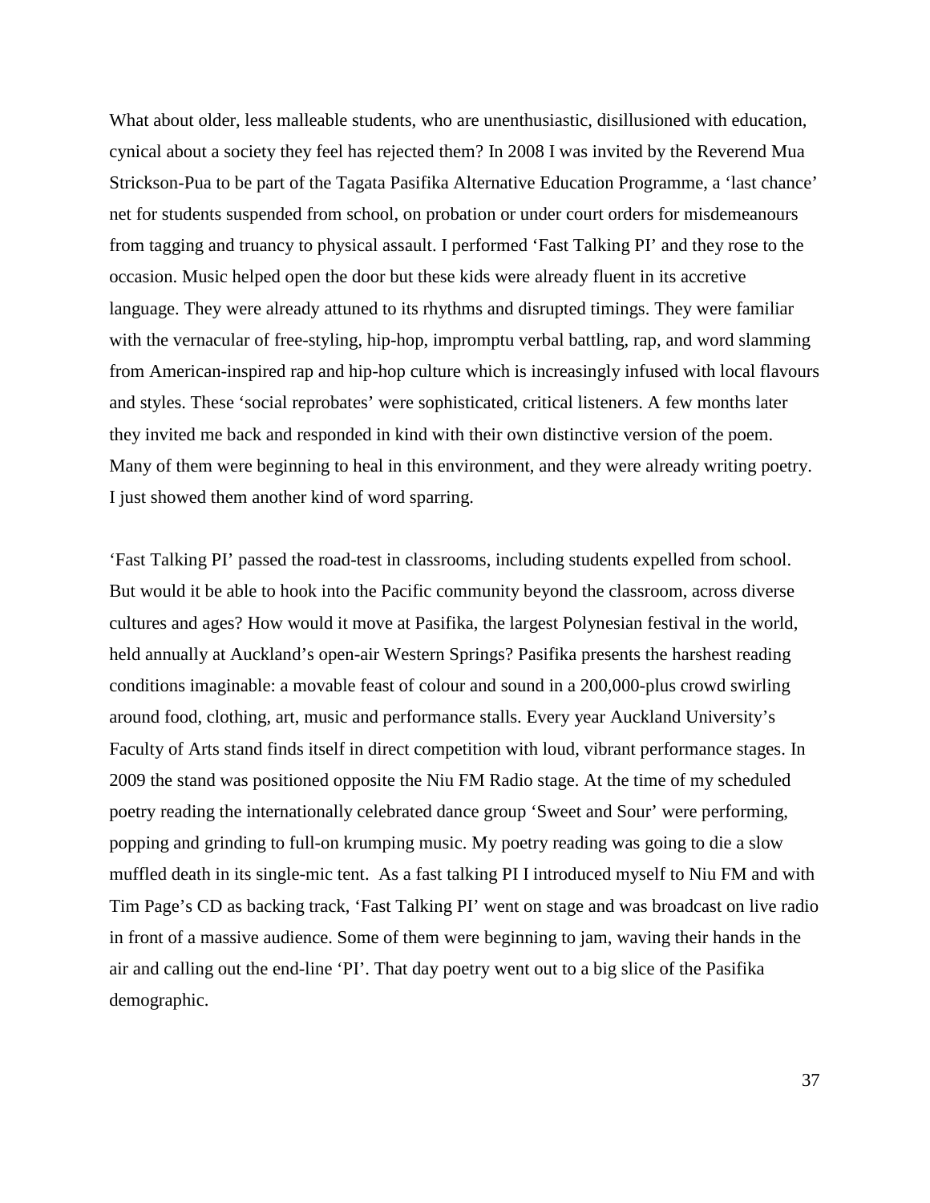What about older, less malleable students, who are unenthusiastic, disillusioned with education, cynical about a society they feel has rejected them? In 2008 I was invited by the Reverend Mua Strickson-Pua to be part of the Tagata Pasifika Alternative Education Programme, a 'last chance' net for students suspended from school, on probation or under court orders for misdemeanours from tagging and truancy to physical assault. I performed 'Fast Talking PI' and they rose to the occasion. Music helped open the door but these kids were already fluent in its accretive language. They were already attuned to its rhythms and disrupted timings. They were familiar with the vernacular of free-styling, hip-hop, impromptu verbal battling, rap, and word slamming from American-inspired rap and hip-hop culture which is increasingly infused with local flavours and styles. These 'social reprobates' were sophisticated, critical listeners. A few months later they invited me back and responded in kind with their own distinctive version of the poem. Many of them were beginning to heal in this environment, and they were already writing poetry. I just showed them another kind of word sparring.

'Fast Talking PI' passed the road-test in classrooms, including students expelled from school. But would it be able to hook into the Pacific community beyond the classroom, across diverse cultures and ages? How would it move at Pasifika, the largest Polynesian festival in the world, held annually at Auckland's open-air Western Springs? Pasifika presents the harshest reading conditions imaginable: a movable feast of colour and sound in a 200,000-plus crowd swirling around food, clothing, art, music and performance stalls. Every year Auckland University's Faculty of Arts stand finds itself in direct competition with loud, vibrant performance stages. In 2009 the stand was positioned opposite the Niu FM Radio stage. At the time of my scheduled poetry reading the internationally celebrated dance group 'Sweet and Sour' were performing, popping and grinding to full-on krumping music. My poetry reading was going to die a slow muffled death in its single-mic tent. As a fast talking PI I introduced myself to Niu FM and with Tim Page's CD as backing track, 'Fast Talking PI' went on stage and was broadcast on live radio in front of a massive audience. Some of them were beginning to jam, waving their hands in the air and calling out the end-line 'PI'. That day poetry went out to a big slice of the Pasifika demographic.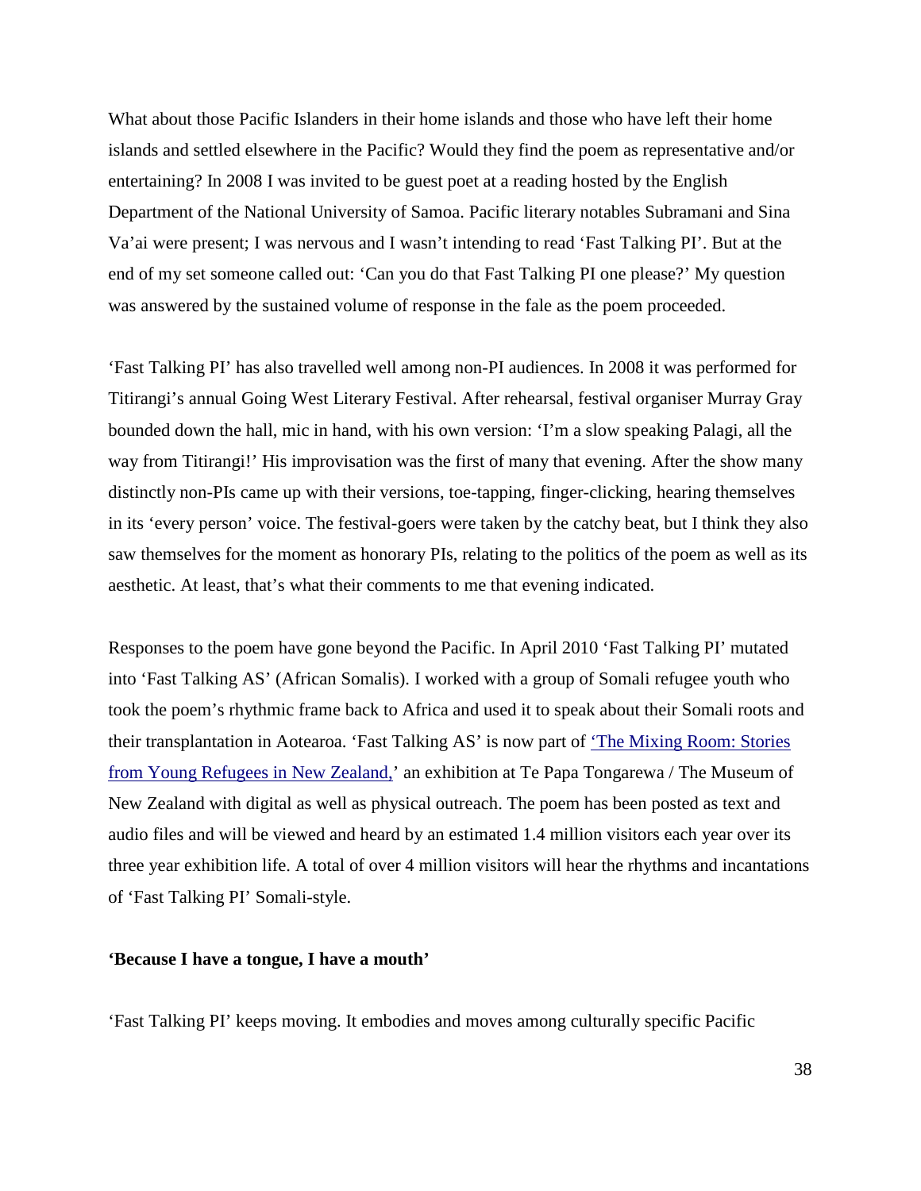What about those Pacific Islanders in their home islands and those who have left their home islands and settled elsewhere in the Pacific? Would they find the poem as representative and/or entertaining? In 2008 I was invited to be guest poet at a reading hosted by the English Department of the National University of Samoa. Pacific literary notables Subramani and Sina Va'ai were present; I was nervous and I wasn't intending to read 'Fast Talking PI'. But at the end of my set someone called out: 'Can you do that Fast Talking PI one please?' My question was answered by the sustained volume of response in the fale as the poem proceeded.

'Fast Talking PI' has also travelled well among non-PI audiences. In 2008 it was performed for Titirangi's annual Going West Literary Festival. After rehearsal, festival organiser Murray Gray bounded down the hall, mic in hand, with his own version: 'I'm a slow speaking Palagi, all the way from Titirangi!' His improvisation was the first of many that evening. After the show many distinctly non-PIs came up with their versions, toe-tapping, finger-clicking, hearing themselves in its 'every person' voice. The festival-goers were taken by the catchy beat, but I think they also saw themselves for the moment as honorary PIs, relating to the politics of the poem as well as its aesthetic. At least, that's what their comments to me that evening indicated.

Responses to the poem have gone beyond the Pacific. In April 2010 'Fast Talking PI' mutated into 'Fast Talking AS' (African Somalis). I worked with a group of Somali refugee youth who took the poem's rhythmic frame back to Africa and used it to speak about their Somali roots and their transplantation in Aotearoa. 'Fast Talking AS' is now part of 'The Mixing Room: Stories from Young Refugees in New Zealand,' an exhibition at Te Papa Tongarewa / The Museum of New Zealand with digital as well as physical outreach. The poem has been posted as text and audio files and will be viewed and heard by an estimated 1.4 million visitors each year over its three year exhibition life. A total of over 4 million visitors will hear the rhythms and incantations of 'Fast Talking PI' Somali-style.

**'Because I have a tongue, I have a mouth'**

'Fast Talking PI' keeps moving. It embodies and moves among culturally specific Pacific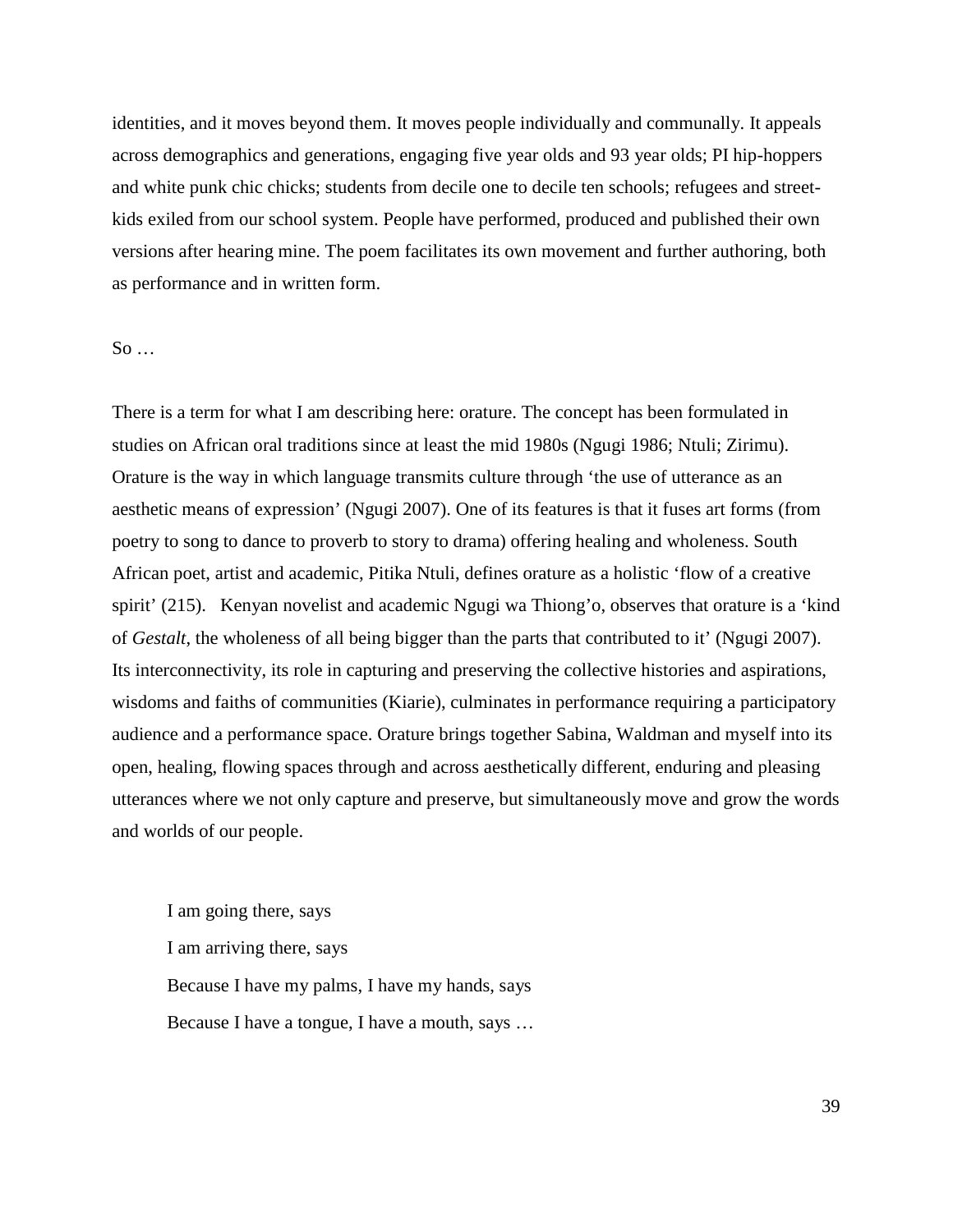identities, and it moves beyond them. It moves people individually and communally. It appeals across demographics and generations, engaging five year olds and 93 year olds; PI hip-hoppers and white punk chic chicks; students from decile one to decile ten schools; refugees and street-kids exiled from our school system. People have performed, produced and published their own versions after hearing mine. The poem facilitates its own movement and further authoring, both as performance and in written form.

So …

There is a term for what I am describing here: orature. The concept has been formulated in studies on African oral traditions since at least the mid 1980s (Ngugi 1986; Ntuli; Zirimu). Orature is the way in which language transmits culture through 'the use of utterance as an aesthetic means of expression' (Ngugi 2007). One of its features is that it fuses art forms (from poetry to song to dance to proverb to story to drama) offering healing and wholeness. South African poet, artist and academic, Pitika Ntuli, defines orature as a holistic 'flow of a creative spirit' (215). Kenyan novelist and academic Ngugi wa Thiong'o, observes that orature is a 'kind of *Gestalt*, the wholeness of all being bigger than the parts that contributed to it' (Ngugi 2007). Its interconnectivity, its role in capturing and preserving the collective histories and aspirations, wisdoms and faiths of communities (Kiarie), culminates in performance requiring a participatory audience and a performance space. Orature brings together Sabina, Waldman and myself into its open, healing, flowing spaces through and across aesthetically different, enduring and pleasing utterances where we not only capture and preserve, but simultaneously move and grow the words and worlds of our people.

> I am going there, says
> I am arriving there, says
> Because I have my palms, I have my hands, says
> Because I have a tongue, I have a mouth, says …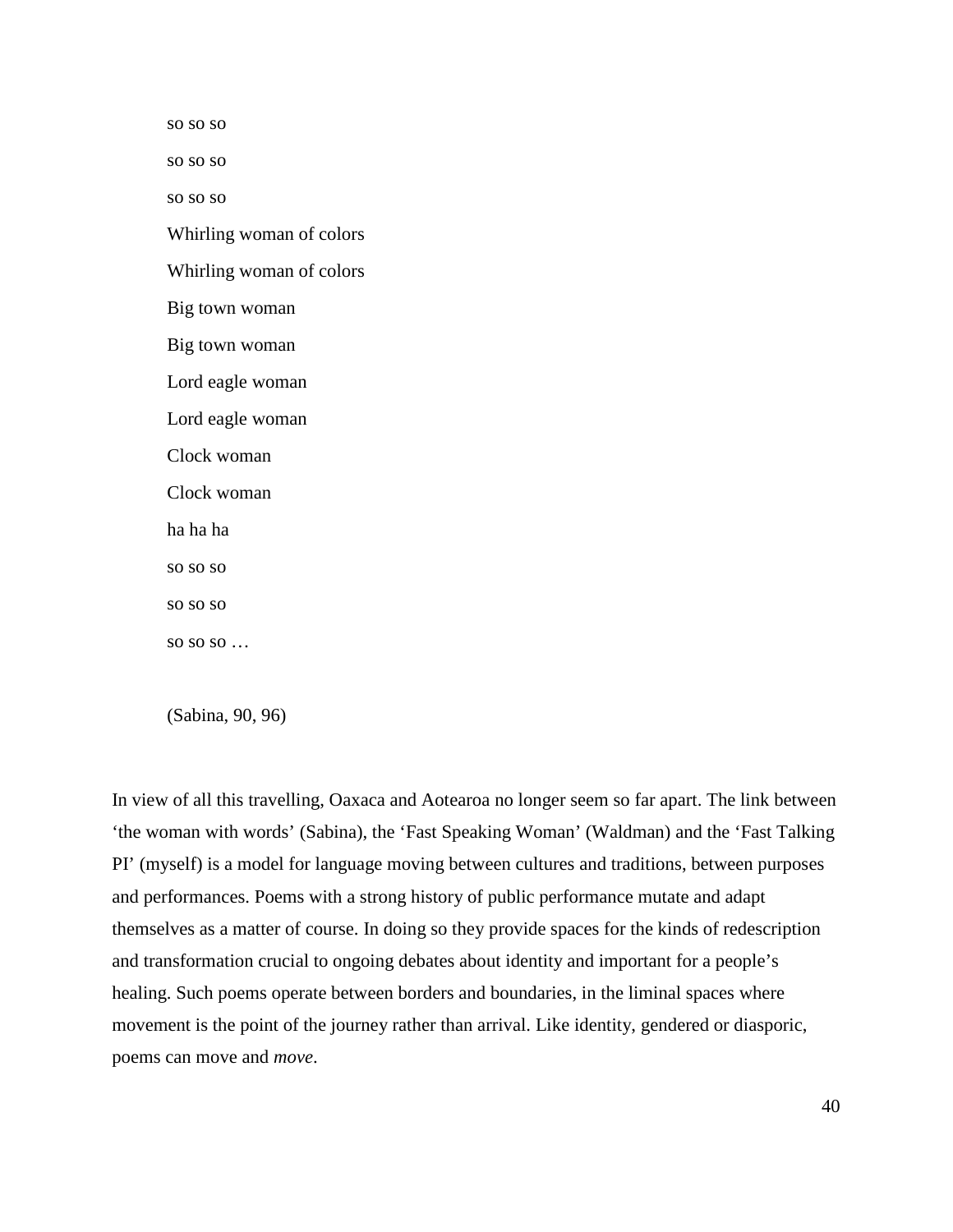so so so

so so so

so so so

Whirling woman of colors

Whirling woman of colors

Big town woman

Big town woman

Lord eagle woman

Lord eagle woman

Clock woman

Clock woman

ha ha ha

so so so

so so so

so so so …

(Sabina, 90, 96)

In view of all this travelling, Oaxaca and Aotearoa no longer seem so far apart. The link between 'the woman with words' (Sabina), the 'Fast Speaking Woman' (Waldman) and the 'Fast Talking PI' (myself) is a model for language moving between cultures and traditions, between purposes and performances. Poems with a strong history of public performance mutate and adapt themselves as a matter of course. In doing so they provide spaces for the kinds of redescription and transformation crucial to ongoing debates about identity and important for a people's healing. Such poems operate between borders and boundaries, in the liminal spaces where movement is the point of the journey rather than arrival. Like identity, gendered or diasporic, poems can move and *move*.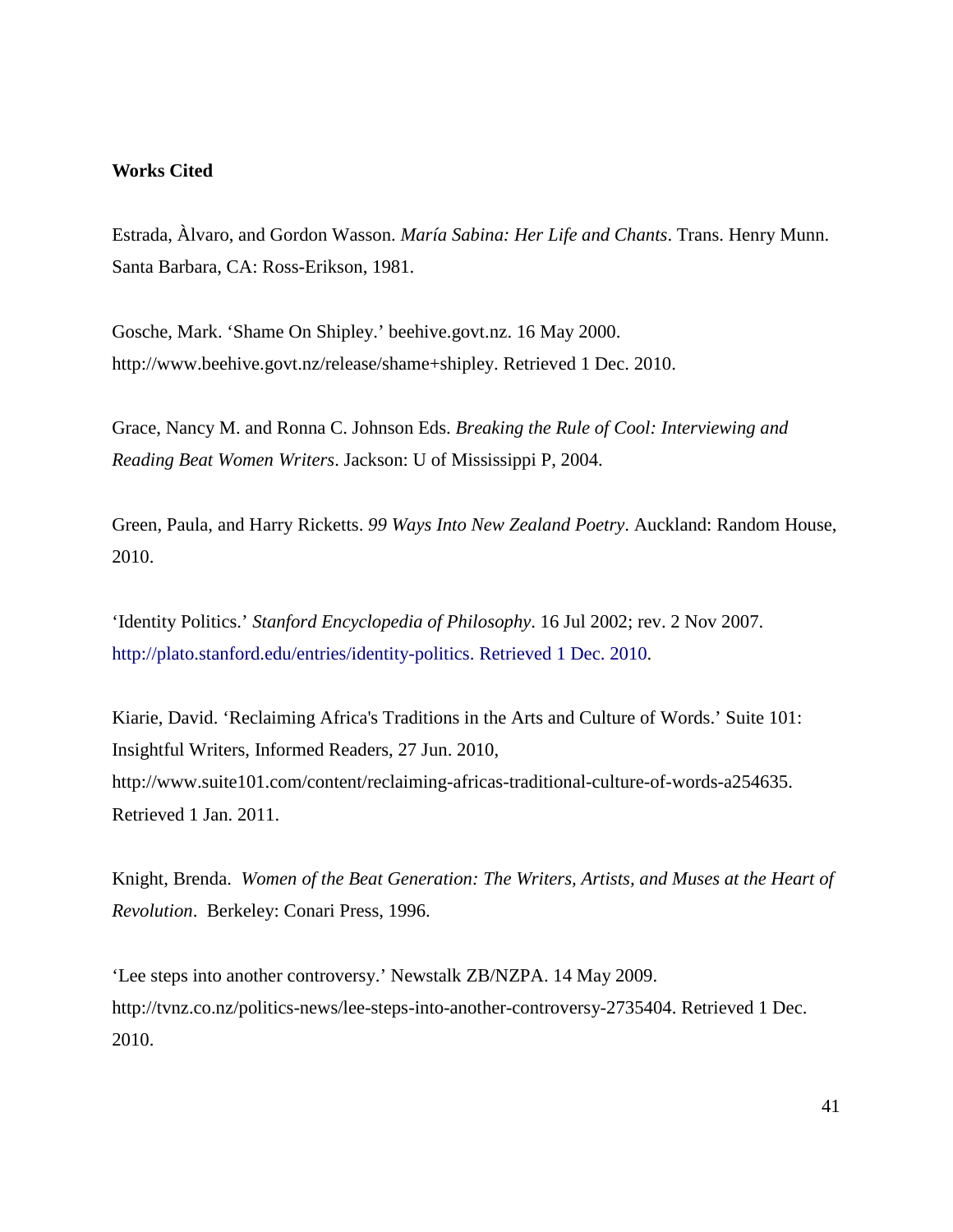**Works Cited**

Estrada, Àlvaro, and Gordon Wasson. *María Sabina: Her Life and Chants*. Trans. Henry Munn. Santa Barbara, CA: Ross-Erikson, 1981.

Gosche, Mark. 'Shame On Shipley.' beehive.govt.nz. 16 May 2000. http://www.beehive.govt.nz/release/shame+shipley. Retrieved 1 Dec. 2010.

Grace, Nancy M. and Ronna C. Johnson Eds. *Breaking the Rule of Cool: Interviewing and Reading Beat Women Writers*. Jackson: U of Mississippi P, 2004.

Green, Paula, and Harry Ricketts. *99 Ways Into New Zealand Poetry*. Auckland: Random House, 2010.

'Identity Politics.' *Stanford Encyclopedia of Philosophy*. 16 Jul 2002; rev. 2 Nov 2007. http://plato.stanford.edu/entries/identity-politics. Retrieved 1 Dec. 2010.

Kiarie, David. 'Reclaiming Africa's Traditions in the Arts and Culture of Words.' Suite 101: Insightful Writers, Informed Readers, 27 Jun. 2010, http://www.suite101.com/content/reclaiming-africas-traditional-culture-of-words-a254635. Retrieved 1 Jan. 2011.

Knight, Brenda. *Women of the Beat Generation: The Writers, Artists, and Muses at the Heart of Revolution*. Berkeley: Conari Press, 1996.

'Lee steps into another controversy.' Newstalk ZB/NZPA. 14 May 2009. http://tvnz.co.nz/politics-news/lee-steps-into-another-controversy-2735404. Retrieved 1 Dec. 2010.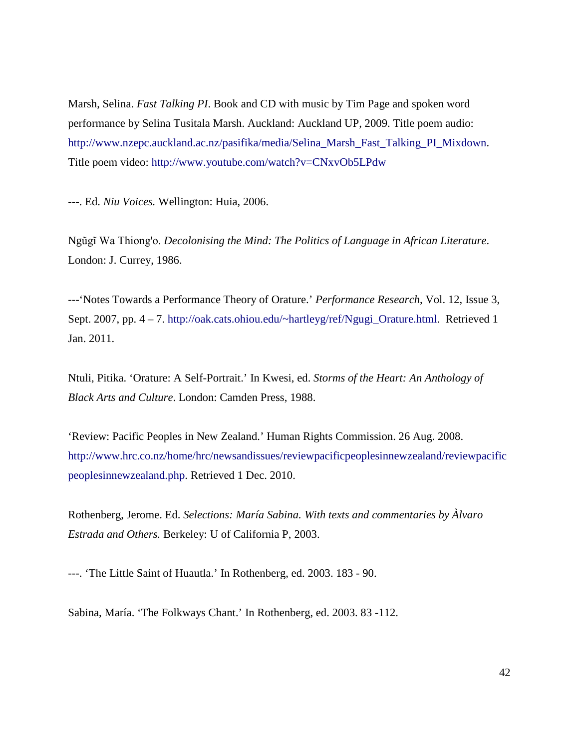Marsh, Selina. *Fast Talking PI*. Book and CD with music by Tim Page and spoken word performance by Selina Tusitala Marsh. Auckland: Auckland UP, 2009. Title poem audio: http://www.nzepc.auckland.ac.nz/pasifika/media/Selina_Marsh_Fast_Talking_PI_Mixdown. Title poem video: http://www.youtube.com/watch?v=CNxvOb5LPdw

---. Ed. *Niu Voices.* Wellington: Huia, 2006.

Ngũgĩ Wa Thiong'o. *Decolonising the Mind: The Politics of Language in African Literature*. London: J. Currey, 1986.

---'Notes Towards a Performance Theory of Orature.' *Performance Research*, Vol. 12, Issue 3, Sept. 2007, pp. 4 – 7. http://oak.cats.ohiou.edu/~hartleyg/ref/Ngugi_Orature.html. Retrieved 1 Jan. 2011.

Ntuli, Pitika. 'Orature: A Self-Portrait.' In Kwesi, ed. *Storms of the Heart: An Anthology of Black Arts and Culture*. London: Camden Press, 1988.

'Review: Pacific Peoples in New Zealand.' Human Rights Commission. 26 Aug. 2008. http://www.hrc.co.nz/home/hrc/newsandissues/reviewpacificpeoplesinnewzealand/reviewpacificpeoplesinnewzealand.php. Retrieved 1 Dec. 2010.

Rothenberg, Jerome. Ed. *Selections: María Sabina. With texts and commentaries by Àlvaro Estrada and Others.* Berkeley: U of California P, 2003.

---. 'The Little Saint of Huautla.' In Rothenberg, ed. 2003. 183 - 90.

Sabina, María. 'The Folkways Chant.' In Rothenberg, ed. 2003. 83 -112.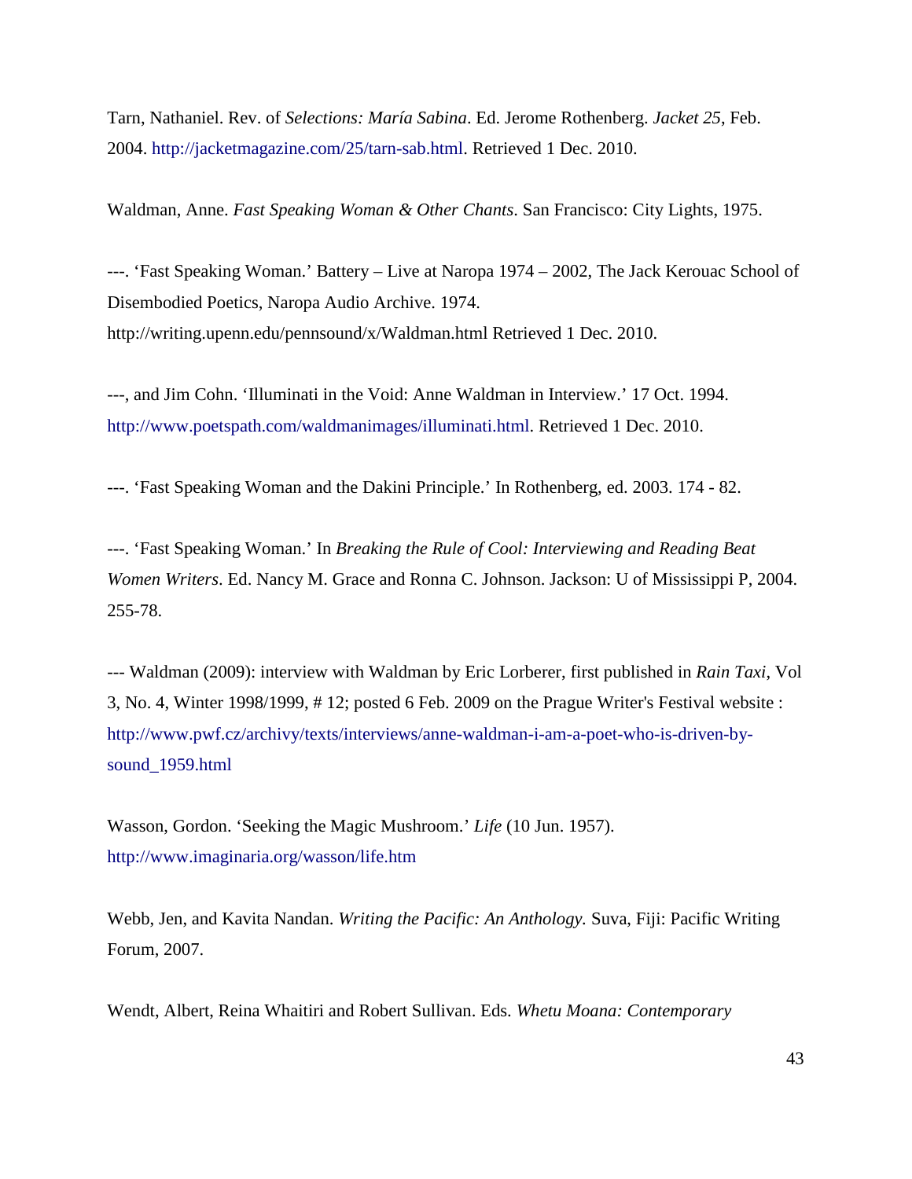Tarn, Nathaniel. Rev. of *Selections: María Sabina*. Ed. Jerome Rothenberg. *Jacket 25*, Feb. 2004. http://jacketmagazine.com/25/tarn-sab.html. Retrieved 1 Dec. 2010.

Waldman, Anne. *Fast Speaking Woman & Other Chants*. San Francisco: City Lights, 1975.

---. 'Fast Speaking Woman.' Battery – Live at Naropa 1974 – 2002, The Jack Kerouac School of Disembodied Poetics, Naropa Audio Archive. 1974. http://writing.upenn.edu/pennsound/x/Waldman.html Retrieved 1 Dec. 2010.

---, and Jim Cohn. 'Illuminati in the Void: Anne Waldman in Interview.' 17 Oct. 1994. http://www.poetspath.com/waldmanimages/illuminati.html. Retrieved 1 Dec. 2010.

---. 'Fast Speaking Woman and the Dakini Principle.' In Rothenberg, ed. 2003. 174 - 82.

---. 'Fast Speaking Woman.' In *Breaking the Rule of Cool: Interviewing and Reading Beat Women Writers*. Ed. Nancy M. Grace and Ronna C. Johnson. Jackson: U of Mississippi P, 2004. 255-78.

--- Waldman (2009): interview with Waldman by Eric Lorberer, first published in *Rain Taxi*, Vol 3, No. 4, Winter 1998/1999, # 12; posted 6 Feb. 2009 on the Prague Writer's Festival website : http://www.pwf.cz/archivy/texts/interviews/anne-waldman-i-am-a-poet-who-is-driven-by-sound_1959.html

Wasson, Gordon. 'Seeking the Magic Mushroom.' *Life* (10 Jun. 1957). http://www.imaginaria.org/wasson/life.htm

Webb, Jen, and Kavita Nandan. *Writing the Pacific: An Anthology.* Suva, Fiji: Pacific Writing Forum, 2007.

Wendt, Albert, Reina Whaitiri and Robert Sullivan. Eds. *Whetu Moana: Contemporary*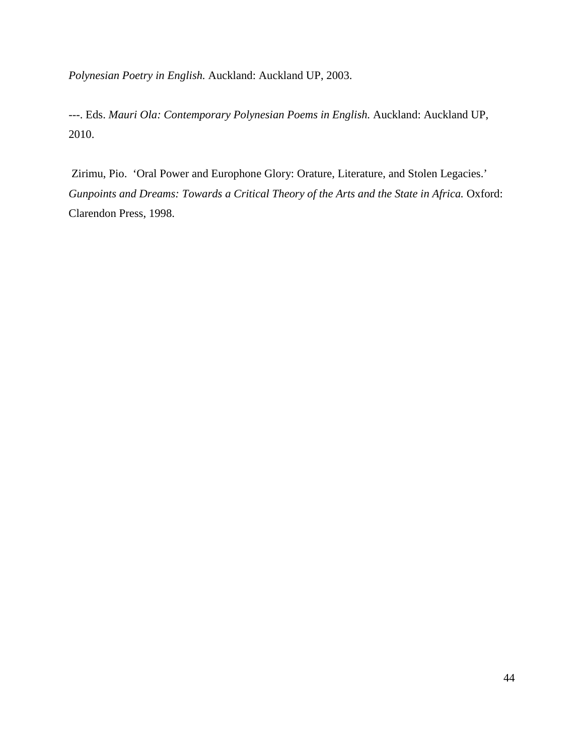*Polynesian Poetry in English.* Auckland: Auckland UP, 2003.

---. Eds. *Mauri Ola: Contemporary Polynesian Poems in English.* Auckland: Auckland UP, 2010.

Zirimu, Pio. 'Oral Power and Europhone Glory: Orature, Literature, and Stolen Legacies.' *Gunpoints and Dreams: Towards a Critical Theory of the Arts and the State in Africa.* Oxford: Clarendon Press, 1998.